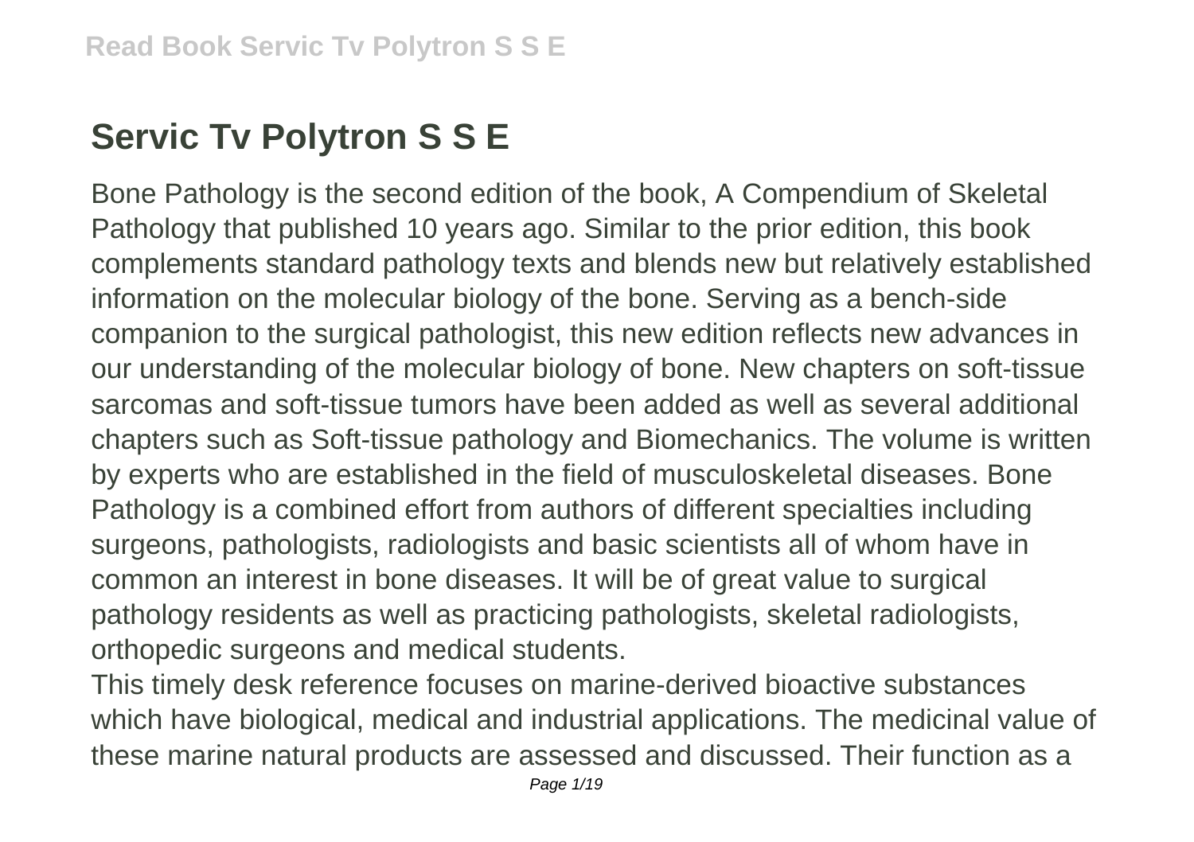# Servic Tv Polytron S S E

Bone Pathology is the second edition of the book, A Compendium of Skeletal Pathology that published 10 years ago. Similar to the prior edition, this book complements standard pathology texts and blends new but relatively established information on the molecular biology of the bone. Serving as a bench-side companion to the surgical pathologist, this new edition reflects new advances in our understanding of the molecular biology of bone. New chapters on soft-tissue sarcomas and soft-tissue tumors have been added as well as several additional chapters such as Soft-tissue pathology and Biomechanics. The volume is written by experts who are established in the field of musculoskeletal diseases. Bone Pathology is a combined effort from authors of different specialties including surgeons, pathologists, radiologists and basic scientists all of whom have in common an interest in bone diseases. It will be of great value to surgical pathology residents as well as practicing pathologists, skeletal radiologists, orthopedic surgeons and medical students.

This timely desk reference focuses on marine-derived bioactive substances which have biological, medical and industrial applications. The medicinal value of these marine natural products are assessed and discussed. Their function as a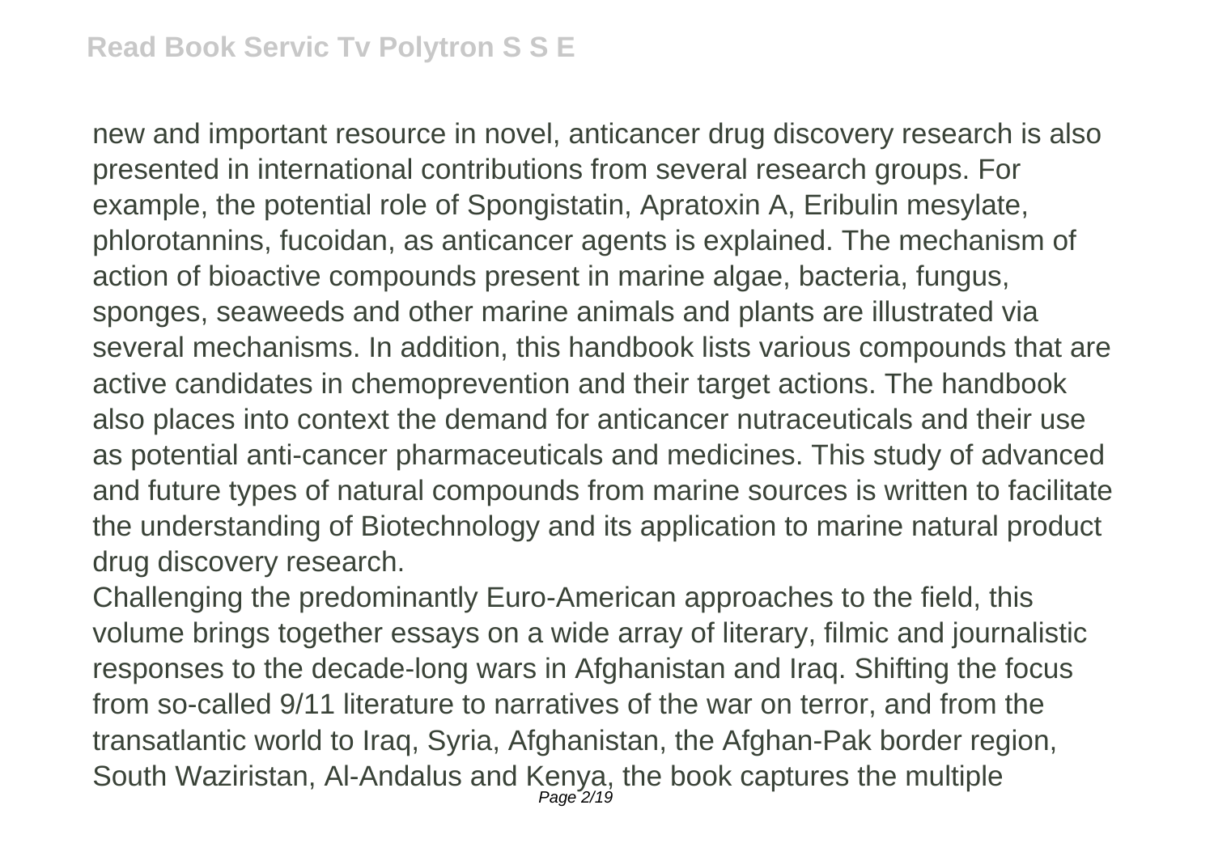new and important resource in novel, anticancer drug discovery research is also presented in international contributions from several research groups. For example, the potential role of Spongistatin, Apratoxin A, Eribulin mesylate, phlorotannins, fucoidan, as anticancer agents is explained. The mechanism of action of bioactive compounds present in marine algae, bacteria, fungus, sponges, seaweeds and other marine animals and plants are illustrated via several mechanisms. In addition, this handbook lists various compounds that are active candidates in chemoprevention and their target actions. The handbook also places into context the demand for anticancer nutraceuticals and their use as potential anti-cancer pharmaceuticals and medicines. This study of advanced and future types of natural compounds from marine sources is written to facilitate the understanding of Biotechnology and its application to marine natural product drug discovery research.

Challenging the predominantly Euro-American approaches to the field, this volume brings together essays on a wide array of literary, filmic and journalistic responses to the decade-long wars in Afghanistan and Iraq. Shifting the focus from so-called 9/11 literature to narratives of the war on terror, and from the transatlantic world to Iraq, Syria, Afghanistan, the Afghan-Pak border region, South Waziristan, Al-Andalus and Kenya, the book captures the multiple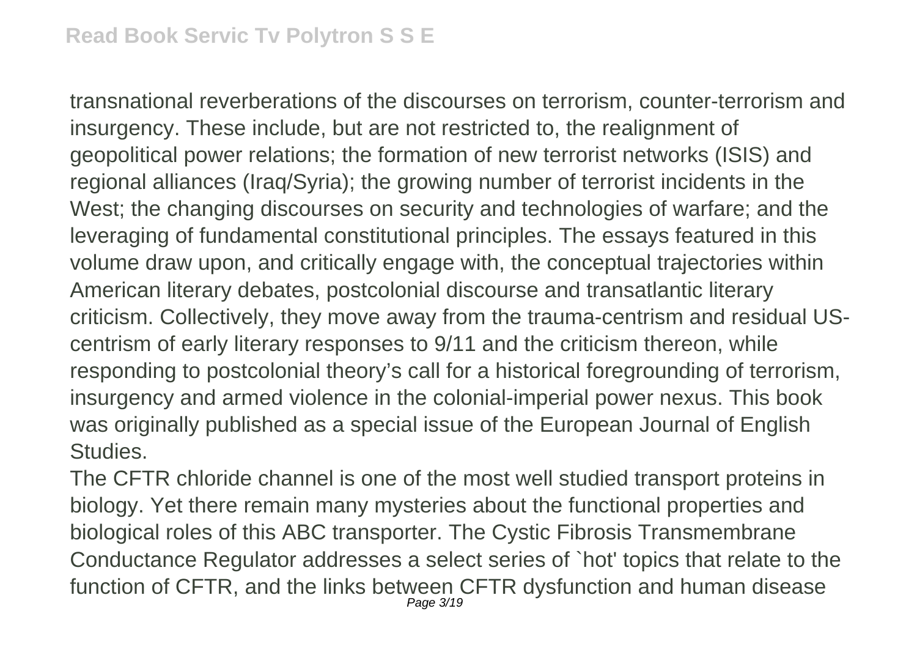transnational reverberations of the discourses on terrorism, counter-terrorism and insurgency. These include, but are not restricted to, the realignment of geopolitical power relations; the formation of new terrorist networks (ISIS) and regional alliances (Iraq/Syria); the growing number of terrorist incidents in the West; the changing discourses on security and technologies of warfare; and the leveraging of fundamental constitutional principles. The essays featured in this volume draw upon, and critically engage with, the conceptual trajectories within American literary debates, postcolonial discourse and transatlantic literary criticism. Collectively, they move away from the trauma-centrism and residual US-centrism of early literary responses to 9/11 and the criticism thereon, while responding to postcolonial theory's call for a historical foregrounding of terrorism, insurgency and armed violence in the colonial-imperial power nexus. This book was originally published as a special issue of the European Journal of English Studies.

The CFTR chloride channel is one of the most well studied transport proteins in biology. Yet there remain many mysteries about the functional properties and biological roles of this ABC transporter. The Cystic Fibrosis Transmembrane Conductance Regulator addresses a select series of `hot' topics that relate to the function of CFTR, and the links between CFTR dysfunction and human disease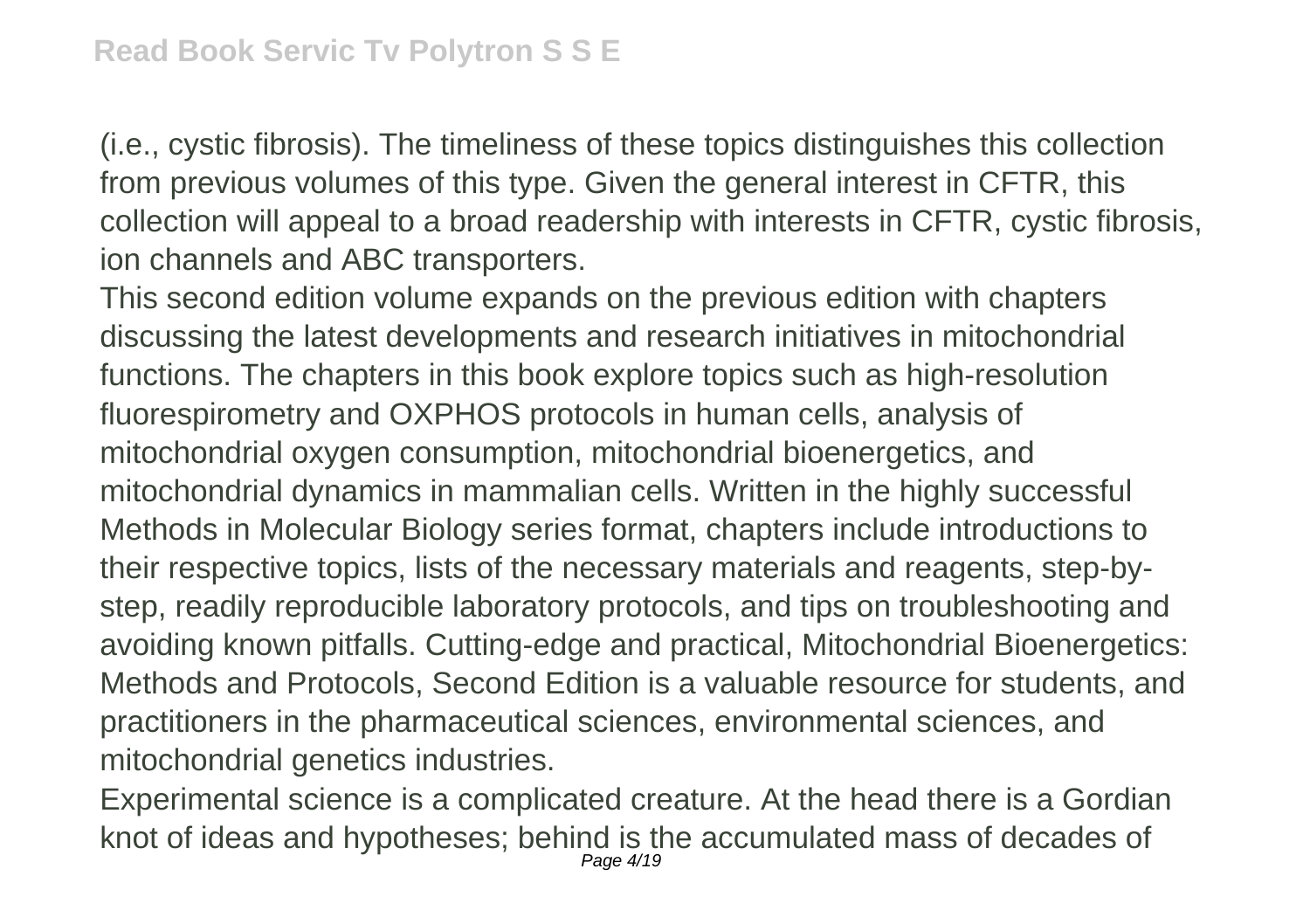(i.e., cystic fibrosis). The timeliness of these topics distinguishes this collection from previous volumes of this type. Given the general interest in CFTR, this collection will appeal to a broad readership with interests in CFTR, cystic fibrosis, ion channels and ABC transporters.

This second edition volume expands on the previous edition with chapters discussing the latest developments and research initiatives in mitochondrial functions. The chapters in this book explore topics such as high-resolution fluorespirometry and OXPHOS protocols in human cells, analysis of mitochondrial oxygen consumption, mitochondrial bioenergetics, and mitochondrial dynamics in mammalian cells. Written in the highly successful Methods in Molecular Biology series format, chapters include introductions to their respective topics, lists of the necessary materials and reagents, step-by-step, readily reproducible laboratory protocols, and tips on troubleshooting and avoiding known pitfalls. Cutting-edge and practical, Mitochondrial Bioenergetics: Methods and Protocols, Second Edition is a valuable resource for students, and practitioners in the pharmaceutical sciences, environmental sciences, and mitochondrial genetics industries.

Experimental science is a complicated creature. At the head there is a Gordian knot of ideas and hypotheses; behind is the accumulated mass of decades of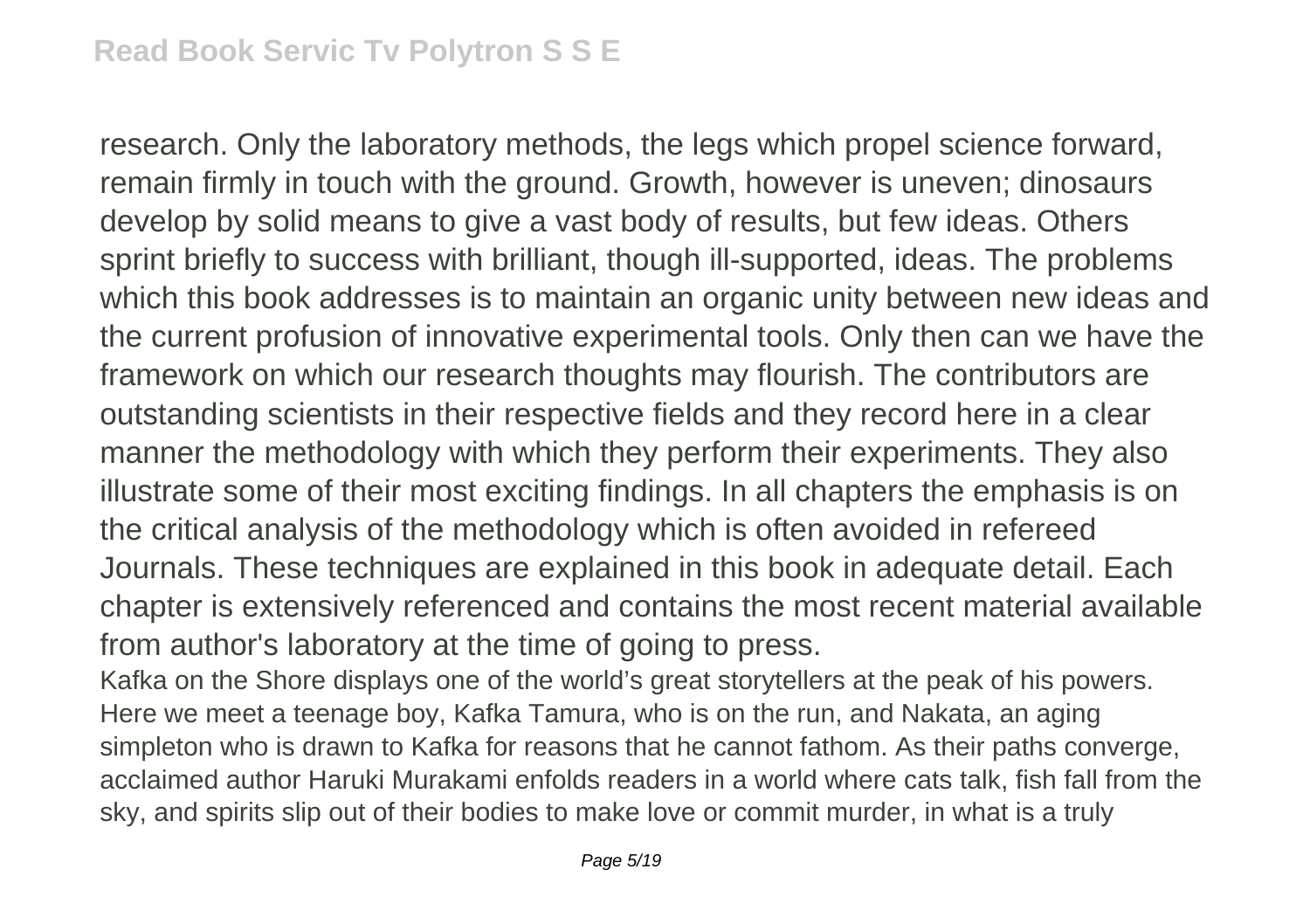research. Only the laboratory methods, the legs which propel science forward, remain firmly in touch with the ground. Growth, however is uneven; dinosaurs develop by solid means to give a vast body of results, but few ideas. Others sprint briefly to success with brilliant, though ill-supported, ideas. The problems which this book addresses is to maintain an organic unity between new ideas and the current profusion of innovative experimental tools. Only then can we have the framework on which our research thoughts may flourish. The contributors are outstanding scientists in their respective fields and they record here in a clear manner the methodology with which they perform their experiments. They also illustrate some of their most exciting findings. In all chapters the emphasis is on the critical analysis of the methodology which is often avoided in refereed Journals. These techniques are explained in this book in adequate detail. Each chapter is extensively referenced and contains the most recent material available from author's laboratory at the time of going to press.

Kafka on the Shore displays one of the world's great storytellers at the peak of his powers. Here we meet a teenage boy, Kafka Tamura, who is on the run, and Nakata, an aging simpleton who is drawn to Kafka for reasons that he cannot fathom. As their paths converge, acclaimed author Haruki Murakami enfolds readers in a world where cats talk, fish fall from the sky, and spirits slip out of their bodies to make love or commit murder, in what is a truly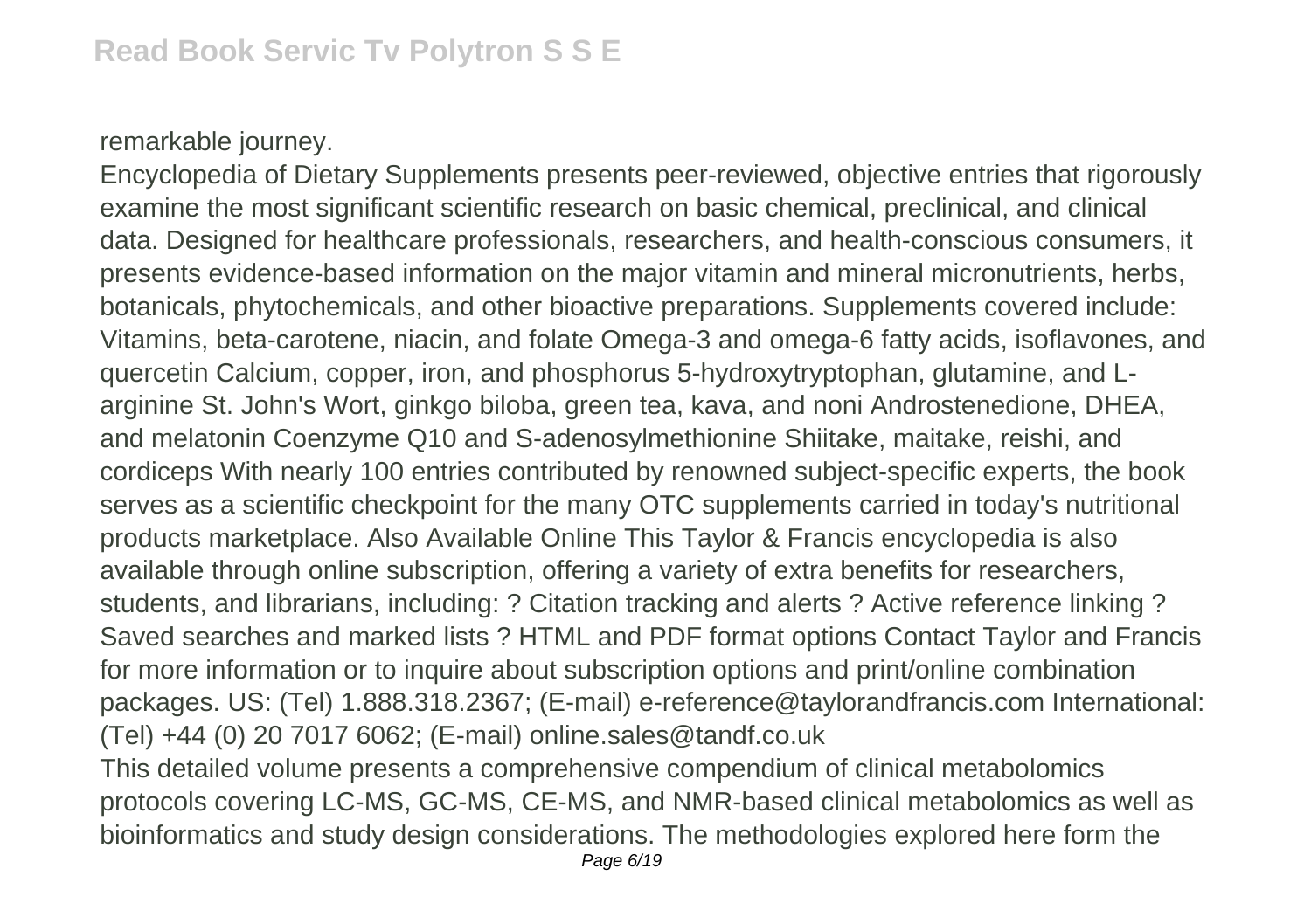remarkable journey.

Encyclopedia of Dietary Supplements presents peer-reviewed, objective entries that rigorously examine the most significant scientific research on basic chemical, preclinical, and clinical data. Designed for healthcare professionals, researchers, and health-conscious consumers, it presents evidence-based information on the major vitamin and mineral micronutrients, herbs, botanicals, phytochemicals, and other bioactive preparations. Supplements covered include: Vitamins, beta-carotene, niacin, and folate Omega-3 and omega-6 fatty acids, isoflavones, and quercetin Calcium, copper, iron, and phosphorus 5-hydroxytryptophan, glutamine, and L-arginine St. John's Wort, ginkgo biloba, green tea, kava, and noni Androstenedione, DHEA, and melatonin Coenzyme Q10 and S-adenosylmethionine Shiitake, maitake, reishi, and cordiceps With nearly 100 entries contributed by renowned subject-specific experts, the book serves as a scientific checkpoint for the many OTC supplements carried in today's nutritional products marketplace. Also Available Online This Taylor & Francis encyclopedia is also available through online subscription, offering a variety of extra benefits for researchers, students, and librarians, including: ? Citation tracking and alerts ? Active reference linking ? Saved searches and marked lists ? HTML and PDF format options Contact Taylor and Francis for more information or to inquire about subscription options and print/online combination packages. US: (Tel) 1.888.318.2367; (E-mail) e-reference@taylorandfrancis.com International: (Tel) +44 (0) 20 7017 6062; (E-mail) online.sales@tandf.co.uk

This detailed volume presents a comprehensive compendium of clinical metabolomics protocols covering LC-MS, GC-MS, CE-MS, and NMR-based clinical metabolomics as well as bioinformatics and study design considerations. The methodologies explored here form the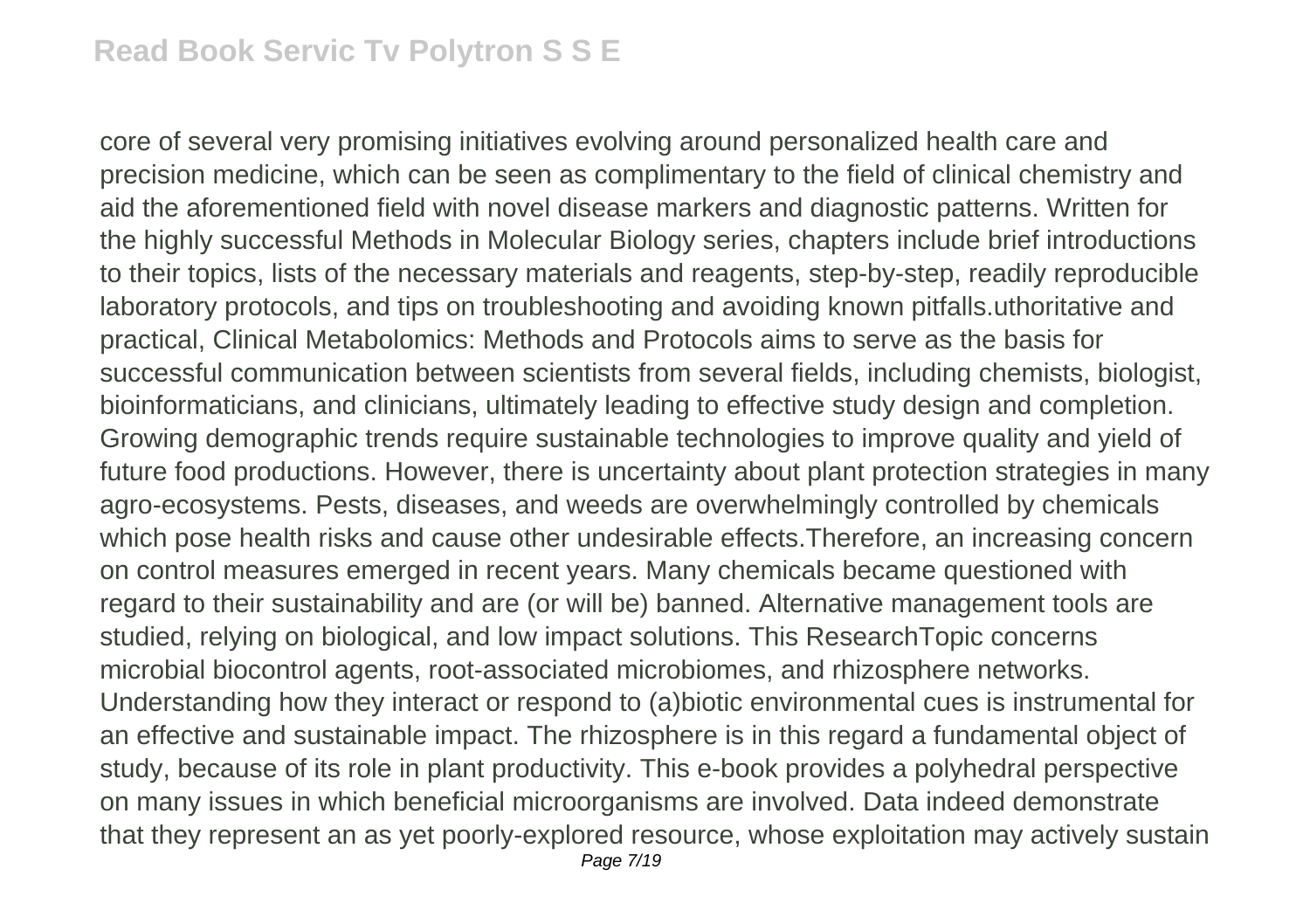core of several very promising initiatives evolving around personalized health care and precision medicine, which can be seen as complimentary to the field of clinical chemistry and aid the aforementioned field with novel disease markers and diagnostic patterns. Written for the highly successful Methods in Molecular Biology series, chapters include brief introductions to their topics, lists of the necessary materials and reagents, step-by-step, readily reproducible laboratory protocols, and tips on troubleshooting and avoiding known pitfalls.uthoritative and practical, Clinical Metabolomics: Methods and Protocols aims to serve as the basis for successful communication between scientists from several fields, including chemists, biologist, bioinformaticians, and clinicians, ultimately leading to effective study design and completion. Growing demographic trends require sustainable technologies to improve quality and yield of future food productions. However, there is uncertainty about plant protection strategies in many agro-ecosystems. Pests, diseases, and weeds are overwhelmingly controlled by chemicals which pose health risks and cause other undesirable effects.Therefore, an increasing concern on control measures emerged in recent years. Many chemicals became questioned with regard to their sustainability and are (or will be) banned. Alternative management tools are studied, relying on biological, and low impact solutions. This ResearchTopic concerns microbial biocontrol agents, root-associated microbiomes, and rhizosphere networks. Understanding how they interact or respond to (a)biotic environmental cues is instrumental for an effective and sustainable impact. The rhizosphere is in this regard a fundamental object of study, because of its role in plant productivity. This e-book provides a polyhedral perspective on many issues in which beneficial microorganisms are involved. Data indeed demonstrate that they represent an as yet poorly-explored resource, whose exploitation may actively sustain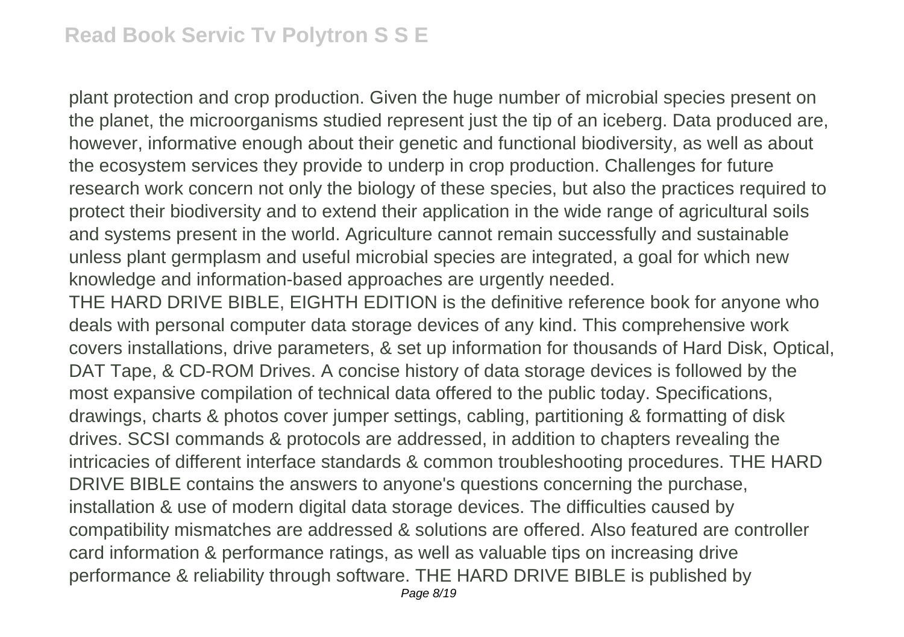plant protection and crop production. Given the huge number of microbial species present on the planet, the microorganisms studied represent just the tip of an iceberg. Data produced are, however, informative enough about their genetic and functional biodiversity, as well as about the ecosystem services they provide to underp in crop production. Challenges for future research work concern not only the biology of these species, but also the practices required to protect their biodiversity and to extend their application in the wide range of agricultural soils and systems present in the world. Agriculture cannot remain successfully and sustainable unless plant germplasm and useful microbial species are integrated, a goal for which new knowledge and information-based approaches are urgently needed.

THE HARD DRIVE BIBLE, EIGHTH EDITION is the definitive reference book for anyone who deals with personal computer data storage devices of any kind. This comprehensive work covers installations, drive parameters, & set up information for thousands of Hard Disk, Optical, DAT Tape, & CD-ROM Drives. A concise history of data storage devices is followed by the most expansive compilation of technical data offered to the public today. Specifications, drawings, charts & photos cover jumper settings, cabling, partitioning & formatting of disk drives. SCSI commands & protocols are addressed, in addition to chapters revealing the intricacies of different interface standards & common troubleshooting procedures. THE HARD DRIVE BIBLE contains the answers to anyone's questions concerning the purchase, installation & use of modern digital data storage devices. The difficulties caused by compatibility mismatches are addressed & solutions are offered. Also featured are controller card information & performance ratings, as well as valuable tips on increasing drive performance & reliability through software. THE HARD DRIVE BIBLE is published by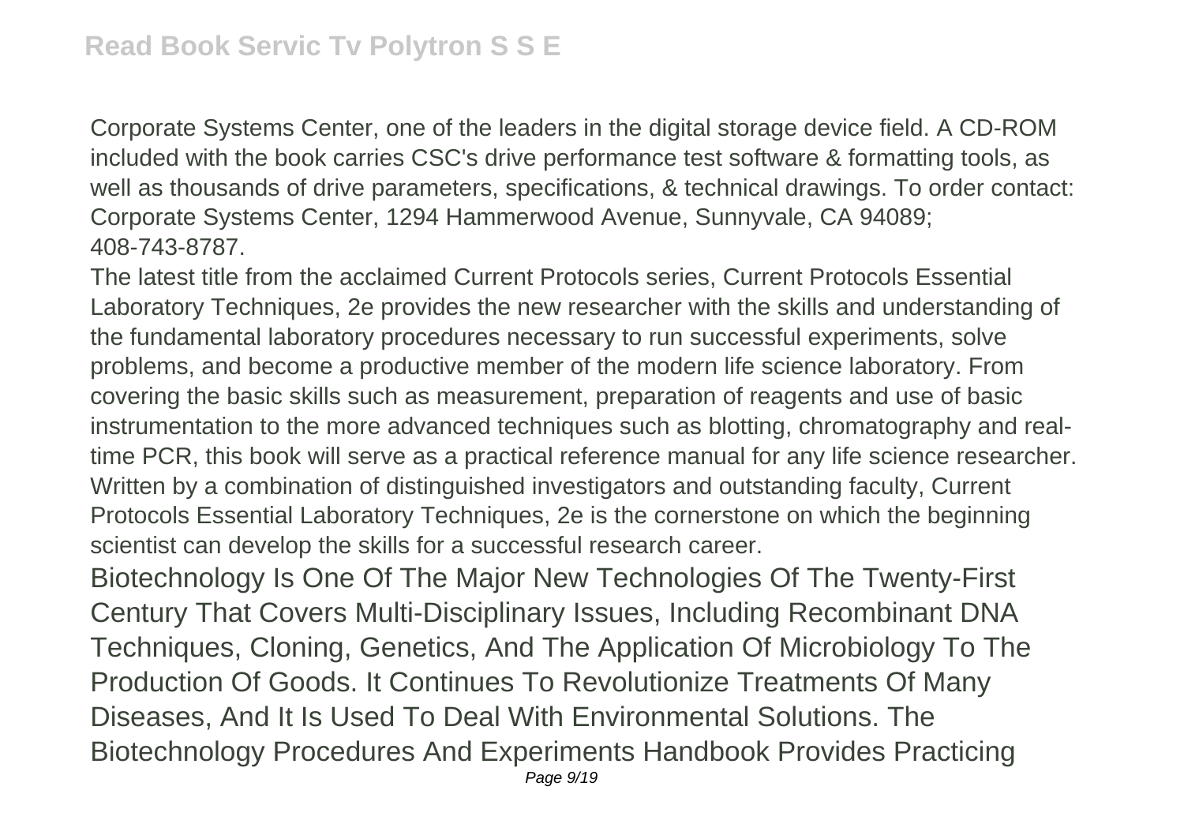Corporate Systems Center, one of the leaders in the digital storage device field. A CD-ROM included with the book carries CSC's drive performance test software & formatting tools, as well as thousands of drive parameters, specifications, & technical drawings. To order contact: Corporate Systems Center, 1294 Hammerwood Avenue, Sunnyvale, CA 94089; 408-743-8787.

The latest title from the acclaimed Current Protocols series, Current Protocols Essential Laboratory Techniques, 2e provides the new researcher with the skills and understanding of the fundamental laboratory procedures necessary to run successful experiments, solve problems, and become a productive member of the modern life science laboratory. From covering the basic skills such as measurement, preparation of reagents and use of basic instrumentation to the more advanced techniques such as blotting, chromatography and real-time PCR, this book will serve as a practical reference manual for any life science researcher. Written by a combination of distinguished investigators and outstanding faculty, Current Protocols Essential Laboratory Techniques, 2e is the cornerstone on which the beginning scientist can develop the skills for a successful research career.

Biotechnology Is One Of The Major New Technologies Of The Twenty-First Century That Covers Multi-Disciplinary Issues, Including Recombinant DNA Techniques, Cloning, Genetics, And The Application Of Microbiology To The Production Of Goods. It Continues To Revolutionize Treatments Of Many Diseases, And It Is Used To Deal With Environmental Solutions. The Biotechnology Procedures And Experiments Handbook Provides Practicing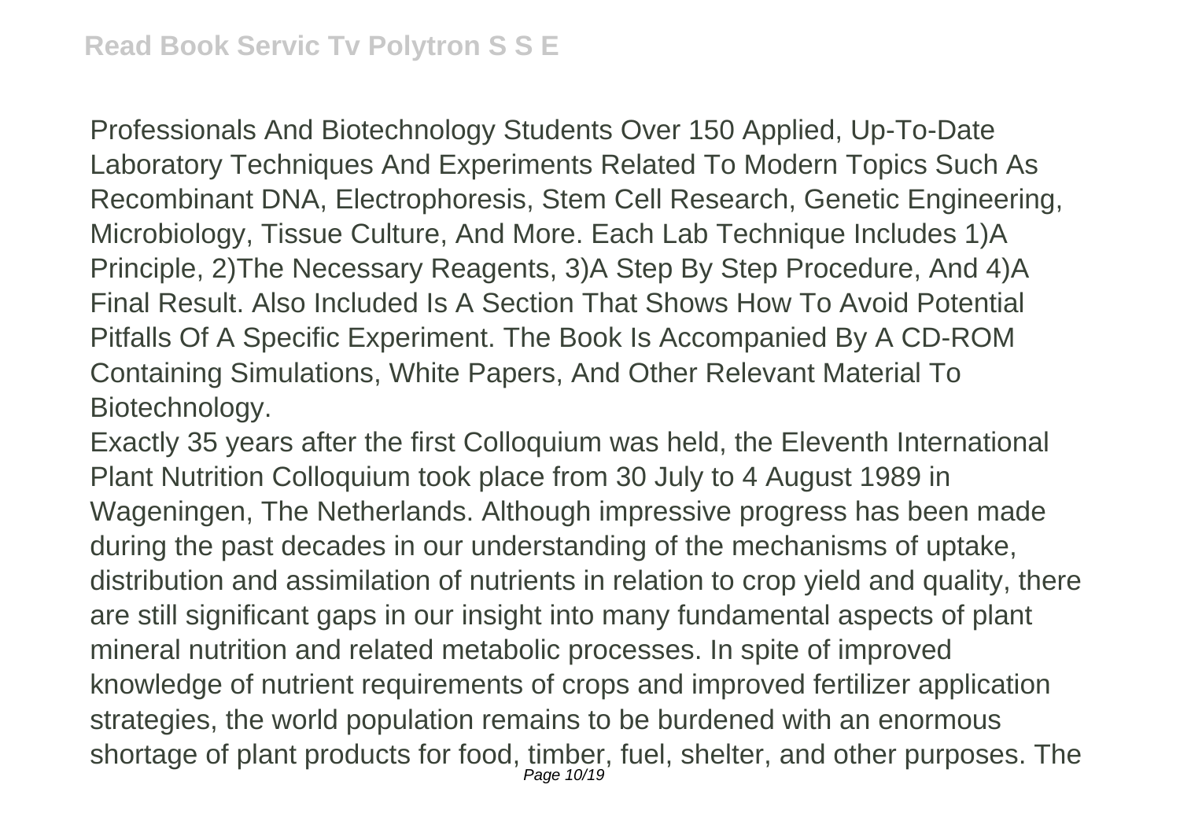Professionals And Biotechnology Students Over 150 Applied, Up-To-Date Laboratory Techniques And Experiments Related To Modern Topics Such As Recombinant DNA, Electrophoresis, Stem Cell Research, Genetic Engineering, Microbiology, Tissue Culture, And More. Each Lab Technique Includes 1)A Principle, 2)The Necessary Reagents, 3)A Step By Step Procedure, And 4)A Final Result. Also Included Is A Section That Shows How To Avoid Potential Pitfalls Of A Specific Experiment. The Book Is Accompanied By A CD-ROM Containing Simulations, White Papers, And Other Relevant Material To Biotechnology.

Exactly 35 years after the first Colloquium was held, the Eleventh International Plant Nutrition Colloquium took place from 30 July to 4 August 1989 in Wageningen, The Netherlands. Although impressive progress has been made during the past decades in our understanding of the mechanisms of uptake, distribution and assimilation of nutrients in relation to crop yield and quality, there are still significant gaps in our insight into many fundamental aspects of plant mineral nutrition and related metabolic processes. In spite of improved knowledge of nutrient requirements of crops and improved fertilizer application strategies, the world population remains to be burdened with an enormous shortage of plant products for food, timber, fuel, shelter, and other purposes. The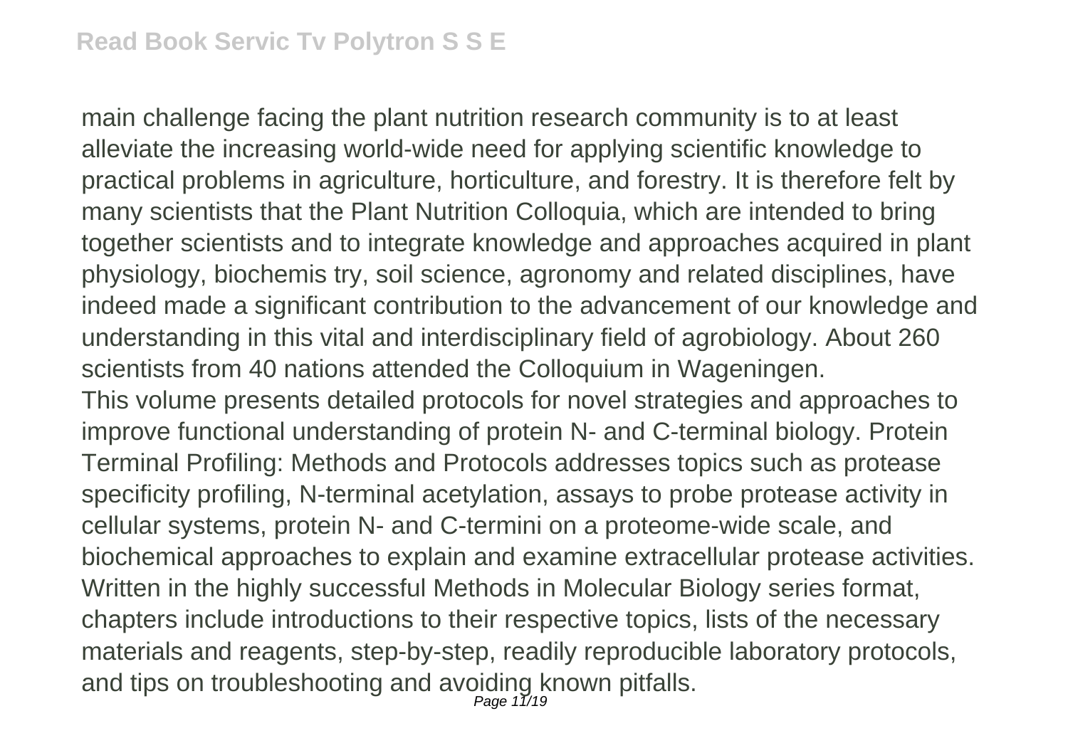main challenge facing the plant nutrition research community is to at least alleviate the increasing world-wide need for applying scientific knowledge to practical problems in agriculture, horticulture, and forestry. It is therefore felt by many scientists that the Plant Nutrition Colloquia, which are intended to bring together scientists and to integrate knowledge and approaches acquired in plant physiology, biochemis try, soil science, agronomy and related disciplines, have indeed made a significant contribution to the advancement of our knowledge and understanding in this vital and interdisciplinary field of agrobiology. About 260 scientists from 40 nations attended the Colloquium in Wageningen.

This volume presents detailed protocols for novel strategies and approaches to improve functional understanding of protein N- and C-terminal biology. Protein Terminal Profiling: Methods and Protocols addresses topics such as protease specificity profiling, N-terminal acetylation, assays to probe protease activity in cellular systems, protein N- and C-termini on a proteome-wide scale, and biochemical approaches to explain and examine extracellular protease activities. Written in the highly successful Methods in Molecular Biology series format, chapters include introductions to their respective topics, lists of the necessary materials and reagents, step-by-step, readily reproducible laboratory protocols, and tips on troubleshooting and avoiding known pitfalls.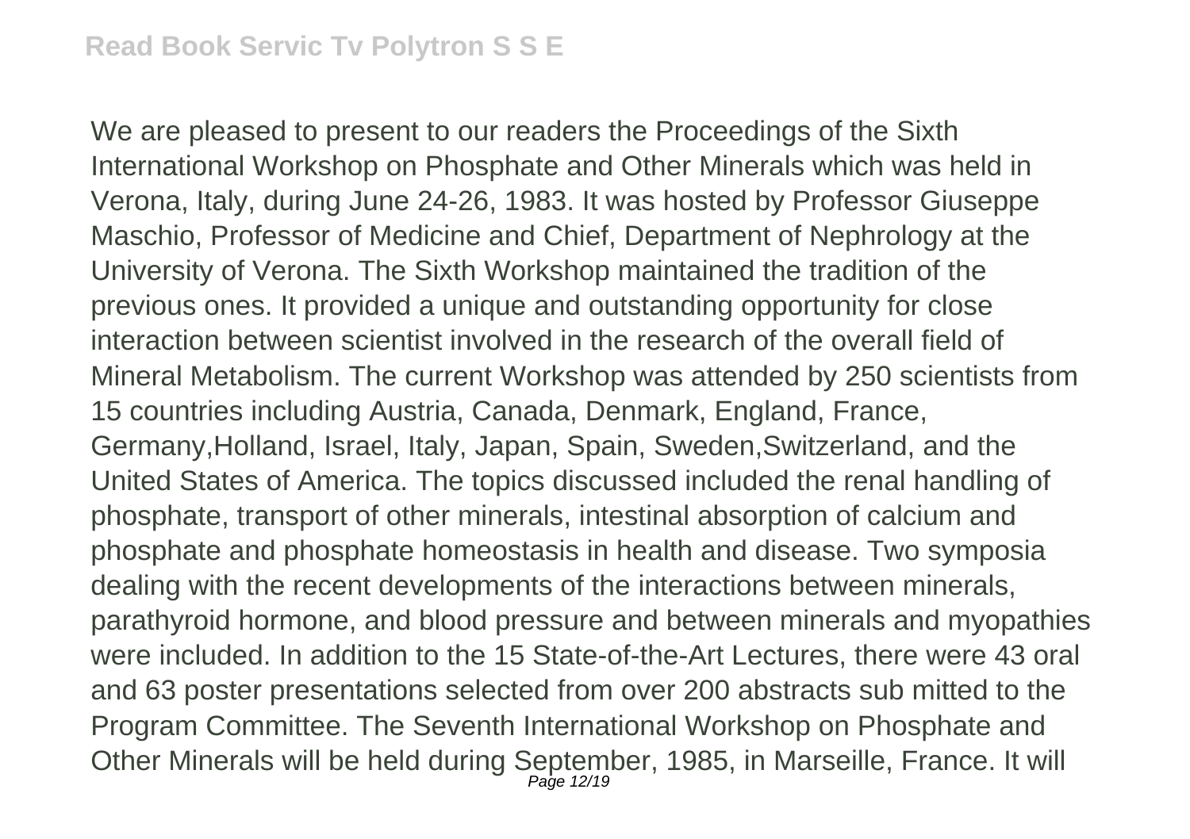We are pleased to present to our readers the Proceedings of the Sixth International Workshop on Phosphate and Other Minerals which was held in Verona, Italy, during June 24-26, 1983. It was hosted by Professor Giuseppe Maschio, Professor of Medicine and Chief, Department of Nephrology at the University of Verona. The Sixth Workshop maintained the tradition of the previous ones. It provided a unique and outstanding opportunity for close interaction between scientist involved in the research of the overall field of Mineral Metabolism. The current Workshop was attended by 250 scientists from 15 countries including Austria, Canada, Denmark, England, France, Germany,Holland, Israel, Italy, Japan, Spain, Sweden,Switzerland, and the United States of America. The topics discussed included the renal handling of phosphate, transport of other minerals, intestinal absorption of calcium and phosphate and phosphate homeostasis in health and disease. Two symposia dealing with the recent developments of the interactions between minerals, parathyroid hormone, and blood pressure and between minerals and myopathies were included. In addition to the 15 State-of-the-Art Lectures, there were 43 oral and 63 poster presentations selected from over 200 abstracts sub mitted to the Program Committee. The Seventh International Workshop on Phosphate and Other Minerals will be held during September, 1985, in Marseille, France. It will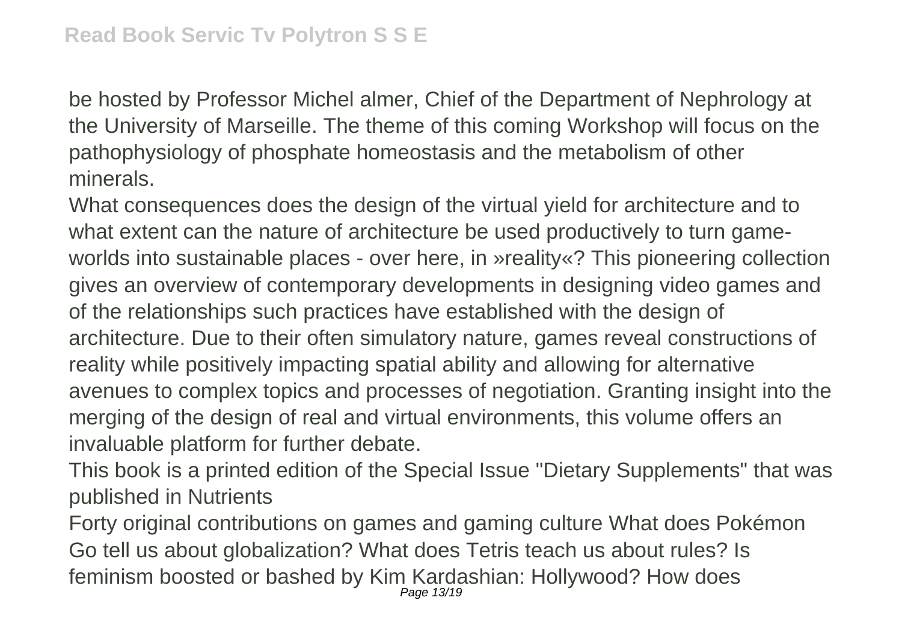be hosted by Professor Michel almer, Chief of the Department of Nephrology at the University of Marseille. The theme of this coming Workshop will focus on the pathophysiology of phosphate homeostasis and the metabolism of other minerals.

What consequences does the design of the virtual yield for architecture and to what extent can the nature of architecture be used productively to turn game-worlds into sustainable places - over here, in »reality«? This pioneering collection gives an overview of contemporary developments in designing video games and of the relationships such practices have established with the design of architecture. Due to their often simulatory nature, games reveal constructions of reality while positively impacting spatial ability and allowing for alternative avenues to complex topics and processes of negotiation. Granting insight into the merging of the design of real and virtual environments, this volume offers an invaluable platform for further debate.

This book is a printed edition of the Special Issue "Dietary Supplements" that was published in Nutrients

Forty original contributions on games and gaming culture What does Pokémon Go tell us about globalization? What does Tetris teach us about rules? Is feminism boosted or bashed by Kim Kardashian: Hollywood? How does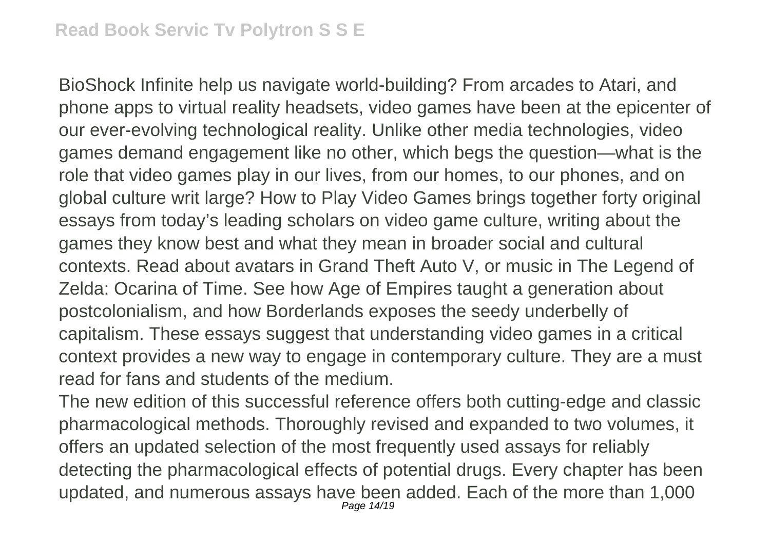BioShock Infinite help us navigate world-building? From arcades to Atari, and phone apps to virtual reality headsets, video games have been at the epicenter of our ever-evolving technological reality. Unlike other media technologies, video games demand engagement like no other, which begs the question—what is the role that video games play in our lives, from our homes, to our phones, and on global culture writ large? How to Play Video Games brings together forty original essays from today's leading scholars on video game culture, writing about the games they know best and what they mean in broader social and cultural contexts. Read about avatars in Grand Theft Auto V, or music in The Legend of Zelda: Ocarina of Time. See how Age of Empires taught a generation about postcolonialism, and how Borderlands exposes the seedy underbelly of capitalism. These essays suggest that understanding video games in a critical context provides a new way to engage in contemporary culture. They are a must read for fans and students of the medium.

The new edition of this successful reference offers both cutting-edge and classic pharmacological methods. Thoroughly revised and expanded to two volumes, it offers an updated selection of the most frequently used assays for reliably detecting the pharmacological effects of potential drugs. Every chapter has been updated, and numerous assays have been added. Each of the more than 1,000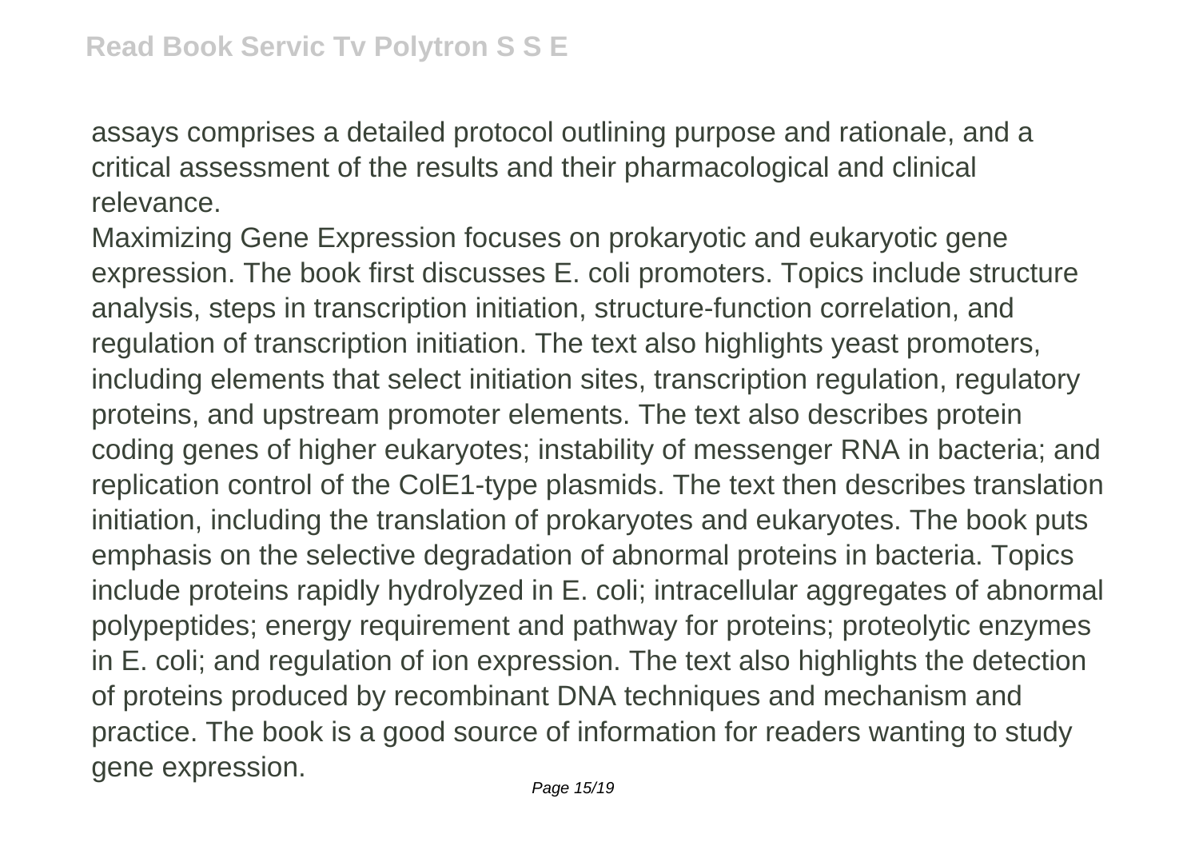assays comprises a detailed protocol outlining purpose and rationale, and a critical assessment of the results and their pharmacological and clinical relevance.

Maximizing Gene Expression focuses on prokaryotic and eukaryotic gene expression. The book first discusses E. coli promoters. Topics include structure analysis, steps in transcription initiation, structure-function correlation, and regulation of transcription initiation. The text also highlights yeast promoters, including elements that select initiation sites, transcription regulation, regulatory proteins, and upstream promoter elements. The text also describes protein coding genes of higher eukaryotes; instability of messenger RNA in bacteria; and replication control of the ColE1-type plasmids. The text then describes translation initiation, including the translation of prokaryotes and eukaryotes. The book puts emphasis on the selective degradation of abnormal proteins in bacteria. Topics include proteins rapidly hydrolyzed in E. coli; intracellular aggregates of abnormal polypeptides; energy requirement and pathway for proteins; proteolytic enzymes in E. coli; and regulation of ion expression. The text also highlights the detection of proteins produced by recombinant DNA techniques and mechanism and practice. The book is a good source of information for readers wanting to study gene expression.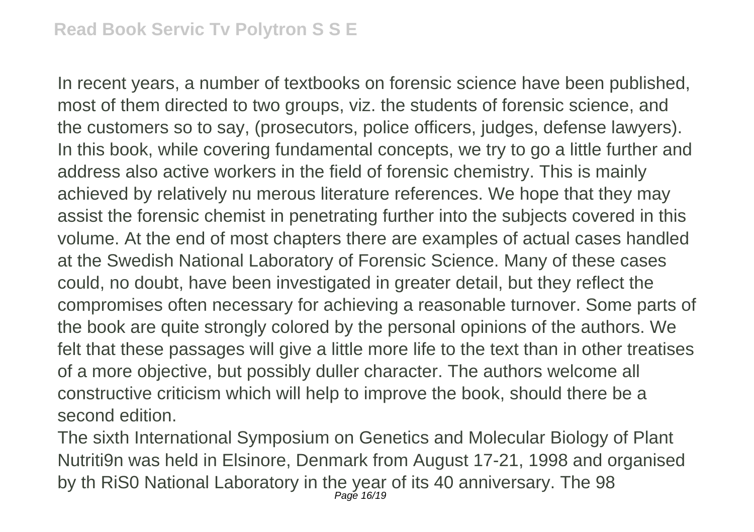In recent years, a number of textbooks on forensic science have been published, most of them directed to two groups, viz. the students of forensic science, and the customers so to say, (prosecutors, police officers, judges, defense lawyers). In this book, while covering fundamental concepts, we try to go a little further and address also active workers in the field of forensic chemistry. This is mainly achieved by relatively nu merous literature references. We hope that they may assist the forensic chemist in penetrating further into the subjects covered in this volume. At the end of most chapters there are examples of actual cases handled at the Swedish National Laboratory of Forensic Science. Many of these cases could, no doubt, have been investigated in greater detail, but they reflect the compromises often necessary for achieving a reasonable turnover. Some parts of the book are quite strongly colored by the personal opinions of the authors. We felt that these passages will give a little more life to the text than in other treatises of a more objective, but possibly duller character. The authors welcome all constructive criticism which will help to improve the book, should there be a second edition.

The sixth International Symposium on Genetics and Molecular Biology of Plant Nutriti9n was held in Elsinore, Denmark from August 17-21, 1998 and organised by th RiS0 National Laboratory in the year of its 40 anniversary. The 98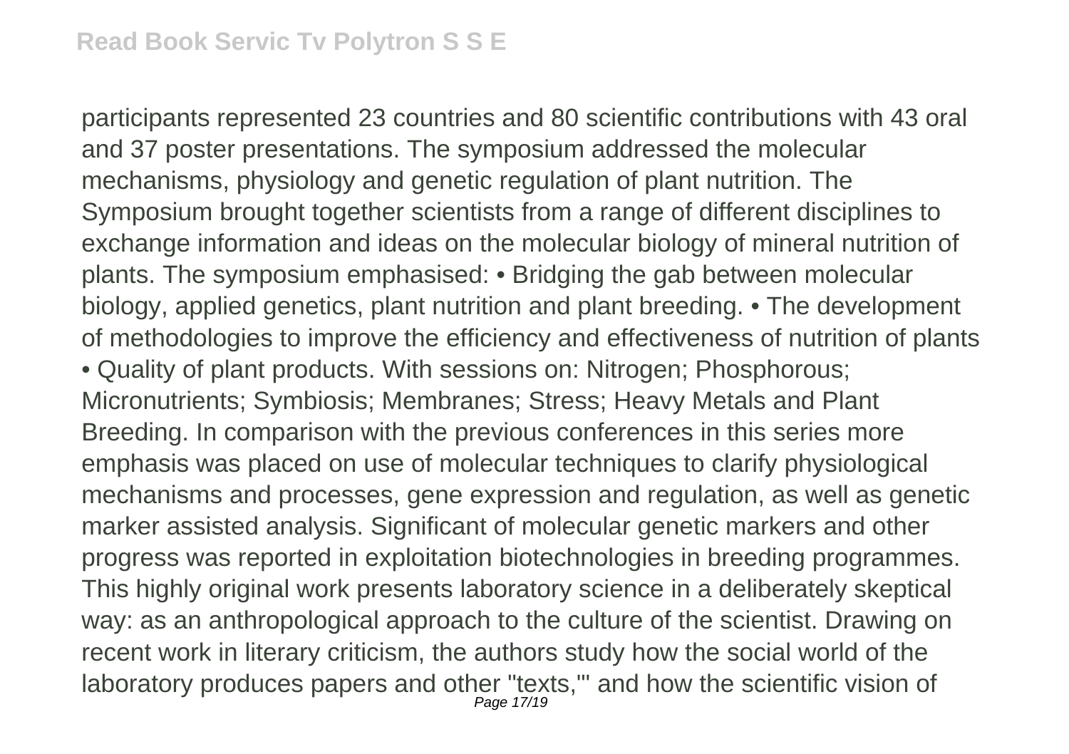participants represented 23 countries and 80 scientific contributions with 43 oral and 37 poster presentations. The symposium addressed the molecular mechanisms, physiology and genetic regulation of plant nutrition. The Symposium brought together scientists from a range of different disciplines to exchange information and ideas on the molecular biology of mineral nutrition of plants. The symposium emphasised: • Bridging the gab between molecular biology, applied genetics, plant nutrition and plant breeding. • The development of methodologies to improve the efficiency and effectiveness of nutrition of plants • Quality of plant products. With sessions on: Nitrogen; Phosphorous; Micronutrients; Symbiosis; Membranes; Stress; Heavy Metals and Plant Breeding. In comparison with the previous conferences in this series more emphasis was placed on use of molecular techniques to clarify physiological mechanisms and processes, gene expression and regulation, as well as genetic marker assisted analysis. Significant of molecular genetic markers and other progress was reported in exploitation biotechnologies in breeding programmes. This highly original work presents laboratory science in a deliberately skeptical way: as an anthropological approach to the culture of the scientist. Drawing on recent work in literary criticism, the authors study how the social world of the laboratory produces papers and other "texts,"' and how the scientific vision of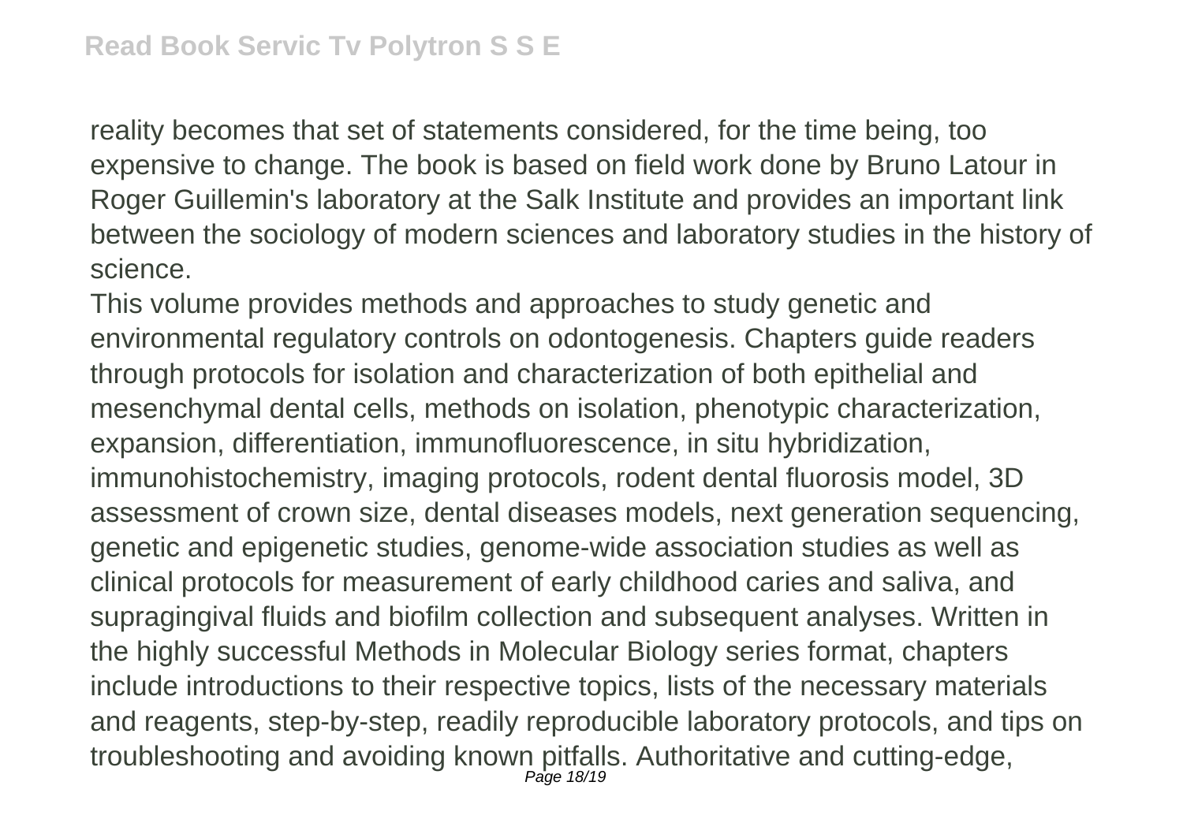reality becomes that set of statements considered, for the time being, too expensive to change. The book is based on field work done by Bruno Latour in Roger Guillemin's laboratory at the Salk Institute and provides an important link between the sociology of modern sciences and laboratory studies in the history of science.

This volume provides methods and approaches to study genetic and environmental regulatory controls on odontogenesis. Chapters guide readers through protocols for isolation and characterization of both epithelial and mesenchymal dental cells, methods on isolation, phenotypic characterization, expansion, differentiation, immunofluorescence, in situ hybridization, immunohistochemistry, imaging protocols, rodent dental fluorosis model, 3D assessment of crown size, dental diseases models, next generation sequencing, genetic and epigenetic studies, genome-wide association studies as well as clinical protocols for measurement of early childhood caries and saliva, and supragingival fluids and biofilm collection and subsequent analyses. Written in the highly successful Methods in Molecular Biology series format, chapters include introductions to their respective topics, lists of the necessary materials and reagents, step-by-step, readily reproducible laboratory protocols, and tips on troubleshooting and avoiding known pitfalls. Authoritative and cutting-edge,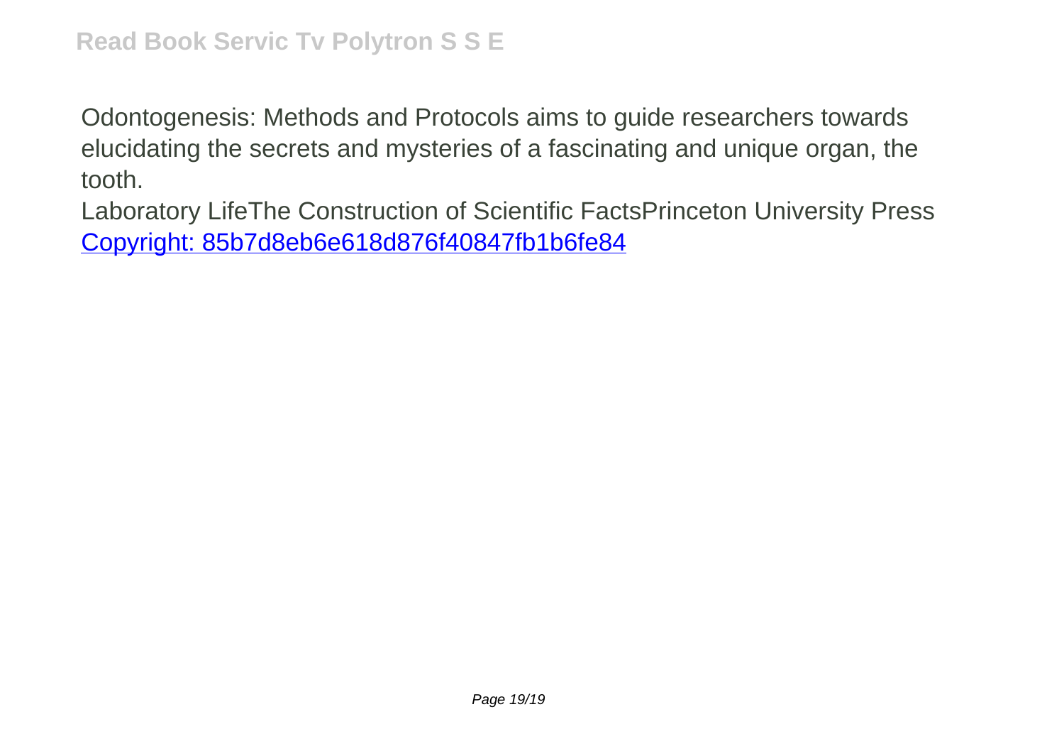Odontogenesis: Methods and Protocols aims to guide researchers towards elucidating the secrets and mysteries of a fascinating and unique organ, the tooth.

Laboratory LifeThe Construction of Scientific FactsPrinceton University Press

[Copyright: 85b7d8eb6e618d876f40847fb1b6fe84]